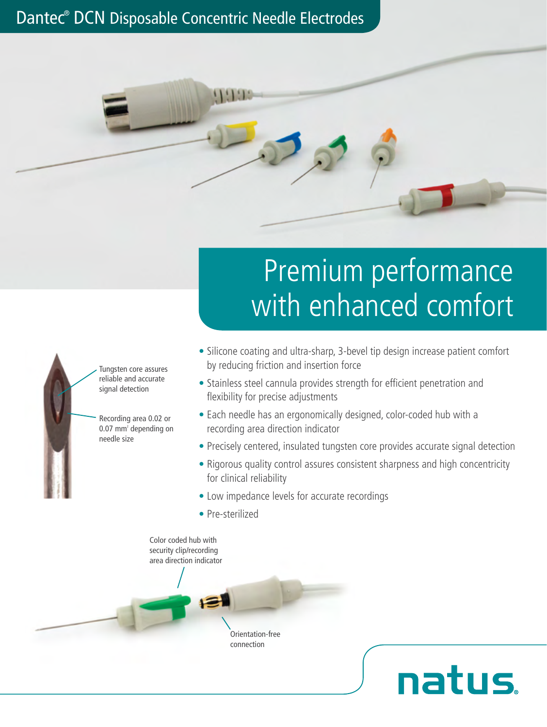# Dantec® DCN Disposable Concentric Needle Electrodes

## Premium performance with enhanced comfort

Tungsten core assures reliable and accurate signal detection

Recording area 0.02 or 0.07 $mm^2$ depending on needle size

- Silicone coating and ultra-sharp, 3-bevel tip design increase patient comfort by reducing friction and insertion force
- Stainless steel cannula provides strength for efficient penetration and flexibility for precise adjustments
- Each needle has an ergonomically designed, color-coded hub with a recording area direction indicator
- Precisely centered, insulated tungsten core provides accurate signal detection
- Rigorous quality control assures consistent sharpness and high concentricity for clinical reliability
- Low impedance levels for accurate recordings
- Pre-sterilized

Color coded hub with security clip/recording area direction indicator

Orientation-free connection

natus.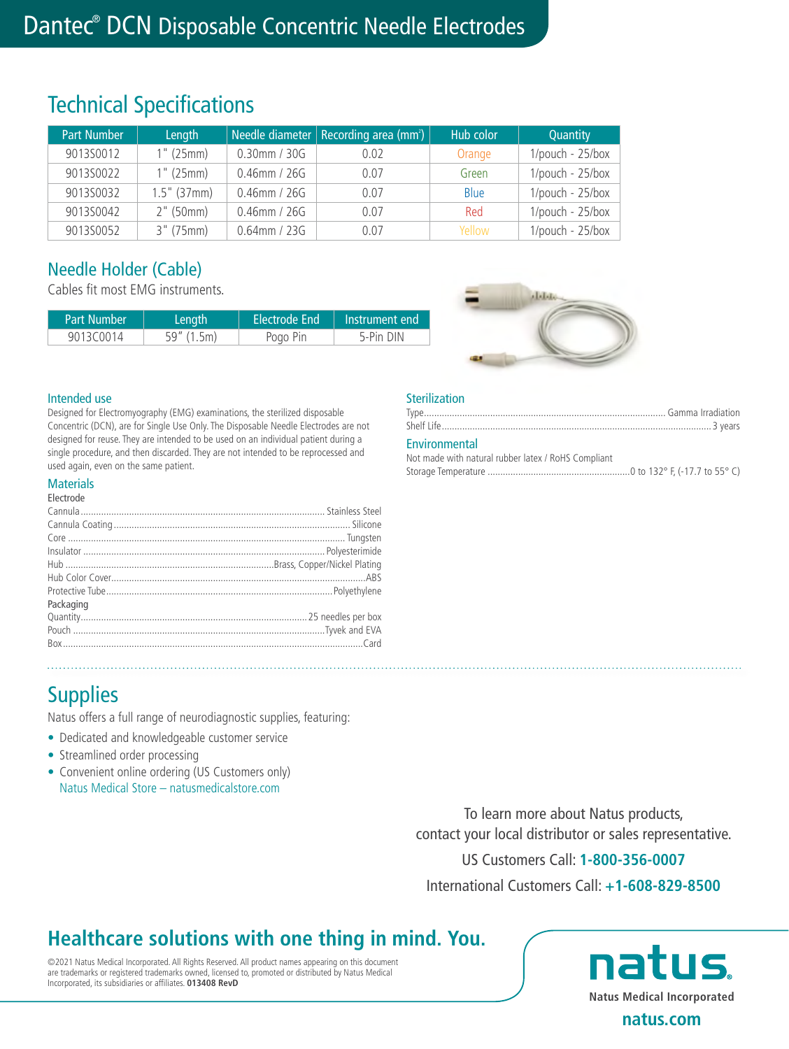# Dantec® DCN Disposable Concentric Needle Electrodes

## Technical Specifications

| Part Number | Length | Needle diameter | Recording area (mm²) | Hub color | Quantity |
|---|---|---|---|---|---|
| 9013S0012 | 1" (25mm) | 0.30mm / 30G | 0.02 | Orange | 1/pouch - 25/box |
| 9013S0022 | 1" (25mm) | 0.46mm / 26G | 0.07 | Green | 1/pouch - 25/box |
| 9013S0032 | 1.5" (37mm) | 0.46mm / 26G | 0.07 | Blue | 1/pouch - 25/box |
| 9013S0042 | 2" (50mm) | 0.46mm / 26G | 0.07 | Red | 1/pouch - 25/box |
| 9013S0052 | 3" (75mm) | 0.64mm / 23G | 0.07 | Yellow | 1/pouch - 25/box |

## Needle Holder (Cable)

Cables fit most EMG instruments.

| Part Number | Length | Electrode End | Instrument end |
|---|---|---|---|
| 9013C0014 | 59" (1.5m) | Pogo Pin | 5-Pin DIN |

### Intended use

Designed for Electromyography (EMG) examinations, the sterilized disposable Concentric (DCN), are for Single Use Only. The Disposable Needle Electrodes are not designed for reuse. They are intended to be used on an individual patient during a single procedure, and then discarded. They are not intended to be reprocessed and used again, even on the same patient.

### Materials

Electrode

- Cannula: Stainless Steel
- Cannula Coating: Silicone
- Core: Tungsten
- Insulator: Polyesterimide
- Hub: Brass, Copper/Nickel Plating
- Hub Color Cover: ABS
- Protective Tube: Polyethylene

Packaging

- Quantity: 25 needles per box
- Pouch: Tyvek and EVA
- Box: Card

### Sterilization

- Type: Gamma Irradiation
- Shelf Life: 3 years

### Environmental

Not made with natural rubber latex / RoHS Compliant

Storage Temperature: 0 to 132° F, (-17.7 to 55° C)

## Supplies

Natus offers a full range of neurodiagnostic supplies, featuring:

- Dedicated and knowledgeable customer service
- Streamlined order processing
- Convenient online ordering (US Customers only)
  Natus Medical Store – natusmedicalstore.com

To learn more about Natus products, contact your local distributor or sales representative.

US Customers Call: **1-800-356-0007**

International Customers Call: **+1-608-829-8500**

## Healthcare solutions with one thing in mind. You.

©2021 Natus Medical Incorporated. All Rights Reserved. All product names appearing on this document are trademarks or registered trademarks owned, licensed to, promoted or distributed by Natus Medical Incorporated, its subsidiaries or affiliates. **013408 RevD**

natus.

**Natus Medical Incorporated**

**natus.com**